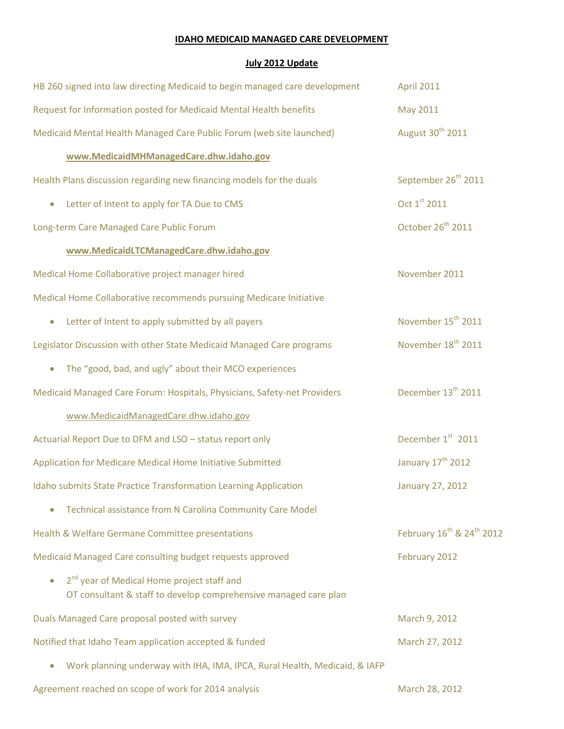# IDAHO MEDICAID MANAGED CARE DEVELOPMENT

## July 2012 Update

| Event | Date |
|---|---|
| HB 260 signed into law directing Medicaid to begin managed care development | April 2011 |
| Request for Information posted for Medicaid Mental Health benefits | May 2011 |
| Medicaid Mental Health Managed Care Public Forum (web site launched) | August 30th 2011 |
| **www.MedicaidMHManagedCare.dhw.idaho.gov** | |
| Health Plans discussion regarding new financing models for the duals | September 26th 2011 |
| • Letter of Intent to apply for TA Due to CMS | Oct 1st 2011 |
| Long-term Care Managed Care Public Forum | October 26th 2011 |
| **www.MedicaidLTCManagedCare.dhw.idaho.gov** | |
| Medical Home Collaborative project manager hired | November 2011 |
| Medical Home Collaborative recommends pursuing Medicare Initiative | |
| • Letter of Intent to apply submitted by all payers | November 15th 2011 |
| Legislator Discussion with other State Medicaid Managed Care programs | November 18th 2011 |
| • The "good, bad, and ugly" about their MCO experiences | |
| Medicaid Managed Care Forum: Hospitals, Physicians, Safety-net Providers | December 13th 2011 |
| www.MedicaidManagedCare.dhw.idaho.gov | |
| Actuarial Report Due to DFM and LSO – status report only | December 1st 2011 |
| Application for Medicare Medical Home Initiative Submitted | January 17th 2012 |
| Idaho submits State Practice Transformation Learning Application | January 27, 2012 |
| • Technical assistance from N Carolina Community Care Model | |
| Health & Welfare Germane Committee presentations | February 16th & 24th 2012 |
| Medicaid Managed Care consulting budget requests approved | February 2012 |
| • 2nd year of Medical Home project staff and OT consultant & staff to develop comprehensive managed care plan | |
| Duals Managed Care proposal posted with survey | March 9, 2012 |
| Notified that Idaho Team application accepted & funded | March 27, 2012 |
| • Work planning underway with IHA, IMA, IPCA, Rural Health, Medicaid, & IAFP | |
| Agreement reached on scope of work for 2014 analysis | March 28, 2012 |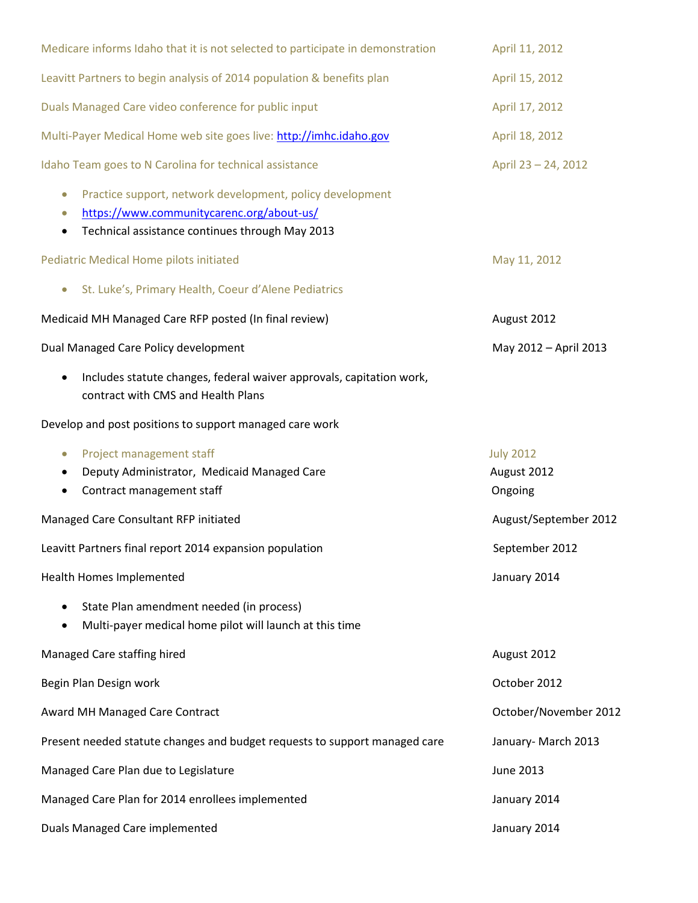| | |
|---|---|
| Medicare informs Idaho that it is not selected to participate in demonstration | April 11, 2012 |
| Leavitt Partners to begin analysis of 2014 population & benefits plan | April 15, 2012 |
| Duals Managed Care video conference for public input | April 17, 2012 |
| Multi-Payer Medical Home web site goes live: http://imhc.idaho.gov | April 18, 2012 |
| Idaho Team goes to N Carolina for technical assistance | April 23 – 24, 2012 |

- Practice support, network development, policy development
- https://www.communitycarenc.org/about-us/
- Technical assistance continues through May 2013

| | |
|---|---|
| Pediatric Medical Home pilots initiated | May 11, 2012 |

- St. Luke's, Primary Health, Coeur d'Alene Pediatrics

| | |
|---|---|
| Medicaid MH Managed Care RFP posted (In final review) | August 2012 |
| Dual Managed Care Policy development | May 2012 – April 2013 |

- Includes statute changes, federal waiver approvals, capitation work, contract with CMS and Health Plans

Develop and post positions to support managed care work

| | |
|---|---|
| • Project management staff | July 2012 |
| • Deputy Administrator, Medicaid Managed Care | August 2012 |
| • Contract management staff | Ongoing |

| | |
|---|---|
| Managed Care Consultant RFP initiated | August/September 2012 |
| Leavitt Partners final report 2014 expansion population | September 2012 |
| Health Homes Implemented | January 2014 |

- State Plan amendment needed (in process)
- Multi-payer medical home pilot will launch at this time

| | |
|---|---|
| Managed Care staffing hired | August 2012 |
| Begin Plan Design work | October 2012 |
| Award MH Managed Care Contract | October/November 2012 |
| Present needed statute changes and budget requests to support managed care | January- March 2013 |
| Managed Care Plan due to Legislature | June 2013 |
| Managed Care Plan for 2014 enrollees implemented | January 2014 |
| Duals Managed Care implemented | January 2014 |